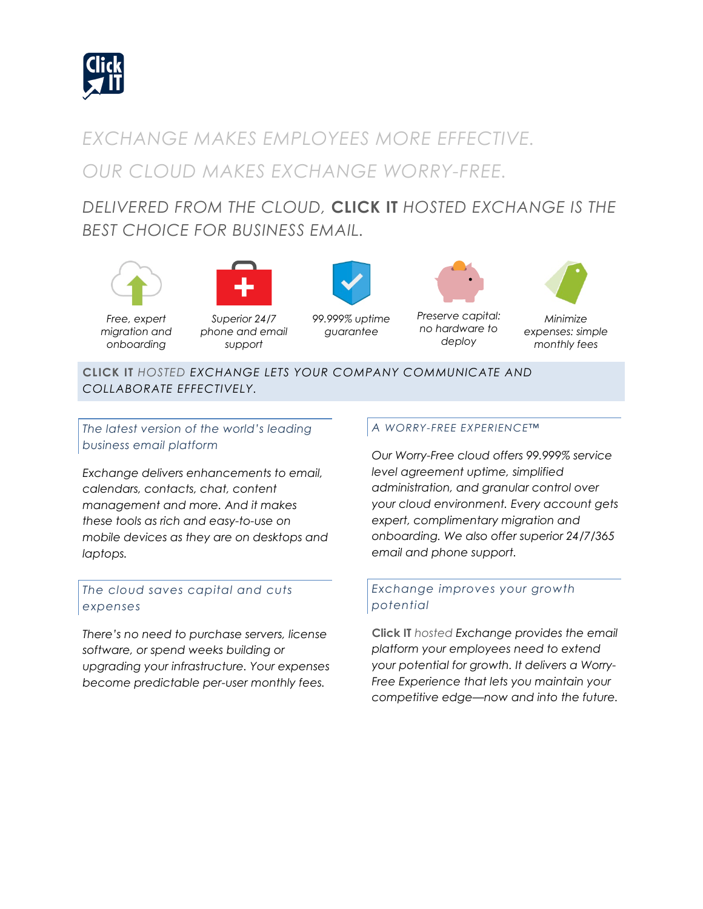# EXCHANGE MAKES EMPLOYEES MORE EFFECTIVE.

# OUR CLOUD MAKES EXCHANGE WORRY-FREE.

## DELIVERED FROM THE CLOUD, **CLICK IT** HOSTED EXCHANGE IS THE BEST CHOICE FOR BUSINESS EMAIL.

- *Free, expert migration and onboarding*
- *Superior 24/7 phone and email support*
- *99.999% uptime guarantee*
- *Preserve capital: no hardware to deploy*
- *Minimize expenses: simple monthly fees*

## **CLICK IT** HOSTED EXCHANGE LETS YOUR COMPANY COMMUNICATE AND COLLABORATE EFFECTIVELY.

### The latest version of the world's leading business email platform

*Exchange delivers enhancements to email, calendars, contacts, chat, content management and more. And it makes these tools as rich and easy-to-use on mobile devices as they are on desktops and laptops.*

### The cloud saves capital and cuts expenses

*There's no need to purchase servers, license software, or spend weeks building or upgrading your infrastructure. Your expenses become predictable per-user monthly fees.*

### A WORRY-FREE EXPERIENCE™

*Our Worry-Free cloud offers 99.999% service level agreement uptime, simplified administration, and granular control over your cloud environment. Every account gets expert, complimentary migration and onboarding. We also offer superior 24/7/365 email and phone support.*

### Exchange improves your growth potential

**Click IT** *hosted Exchange provides the email platform your employees need to extend your potential for growth. It delivers a Worry-Free Experience that lets you maintain your competitive edge—now and into the future.*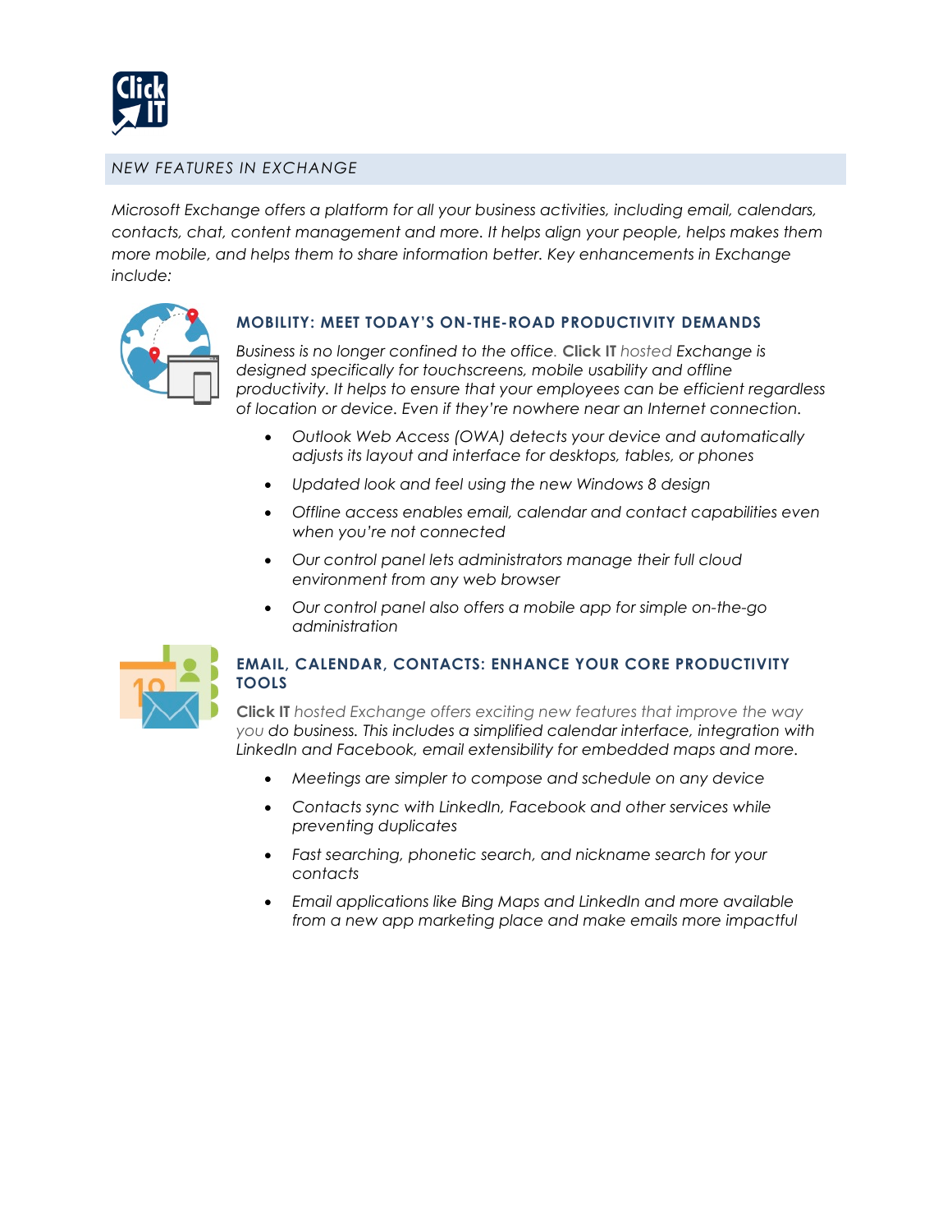## *NEW FEATURES IN EXCHANGE*

*Microsoft Exchange offers a platform for all your business activities, including email, calendars, contacts, chat, content management and more. It helps align your people, helps makes them more mobile, and helps them to share information better. Key enhancements in Exchange include:*

### MOBILITY: MEET TODAY'S ON-THE-ROAD PRODUCTIVITY DEMANDS

*Business is no longer confined to the office.* **Click IT** *hosted Exchange is designed specifically for touchscreens, mobile usability and offline productivity. It helps to ensure that your employees can be efficient regardless of location or device. Even if they're nowhere near an Internet connection.*

- *Outlook Web Access (OWA) detects your device and automatically adjusts its layout and interface for desktops, tables, or phones*
- *Updated look and feel using the new Windows 8 design*
- *Offline access enables email, calendar and contact capabilities even when you're not connected*
- *Our control panel lets administrators manage their full cloud environment from any web browser*
- *Our control panel also offers a mobile app for simple on-the-go administration*

### EMAIL, CALENDAR, CONTACTS: ENHANCE YOUR CORE PRODUCTIVITY TOOLS

**Click IT** *hosted Exchange offers exciting new features that improve the way you do business. This includes a simplified calendar interface, integration with LinkedIn and Facebook, email extensibility for embedded maps and more.*

- *Meetings are simpler to compose and schedule on any device*
- *Contacts sync with LinkedIn, Facebook and other services while preventing duplicates*
- *Fast searching, phonetic search, and nickname search for your contacts*
- *Email applications like Bing Maps and LinkedIn and more available from a new app marketing place and make emails more impactful*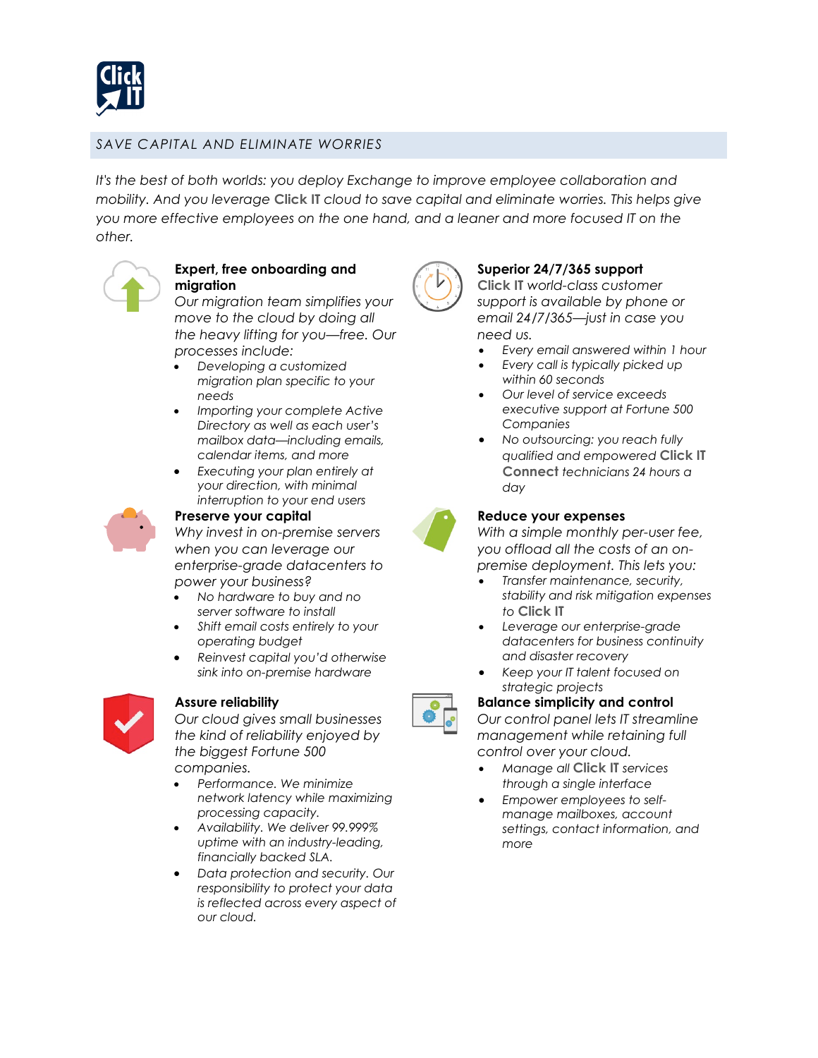## SAVE CAPITAL AND ELIMINATE WORRIES

*It's the best of both worlds: you deploy Exchange to improve employee collaboration and mobility. And you leverage **Click IT** cloud to save capital and eliminate worries. This helps give you more effective employees on the one hand, and a leaner and more focused IT on the other.*

### Expert, free onboarding and migration

*Our migration team simplifies your move to the cloud by doing all the heavy lifting for you—free. Our processes include:*

- *Developing a customized migration plan specific to your needs*
- *Importing your complete Active Directory as well as each user's mailbox data—including emails, calendar items, and more*
- *Executing your plan entirely at your direction, with minimal interruption to your end users*

### Preserve your capital

*Why invest in on-premise servers when you can leverage our enterprise-grade datacenters to power your business?*

- *No hardware to buy and no server software to install*
- *Shift email costs entirely to your operating budget*
- *Reinvest capital you'd otherwise sink into on-premise hardware*

### Assure reliability

*Our cloud gives small businesses the kind of reliability enjoyed by the biggest Fortune 500 companies.*

- *Performance. We minimize network latency while maximizing processing capacity.*
- *Availability. We deliver 99.999% uptime with an industry-leading, financially backed SLA.*
- *Data protection and security. Our responsibility to protect your data is reflected across every aspect of our cloud.*

### Superior 24/7/365 support

***Click IT** world-class customer support is available by phone or email 24/7/365—just in case you need us.*

- *Every email answered within 1 hour*
- *Every call is typically picked up within 60 seconds*
- *Our level of service exceeds executive support at Fortune 500 Companies*
- *No outsourcing: you reach fully qualified and empowered **Click IT Connect** technicians 24 hours a day*

### Reduce your expenses

*With a simple monthly per-user fee, you offload all the costs of an on-premise deployment. This lets you:*

- *Transfer maintenance, security, stability and risk mitigation expenses to **Click IT***
- *Leverage our enterprise-grade datacenters for business continuity and disaster recovery*
- *Keep your IT talent focused on strategic projects*

### Balance simplicity and control

*Our control panel lets IT streamline management while retaining full control over your cloud.*

- *Manage all **Click IT** services through a single interface*
- *Empower employees to self-manage mailboxes, account settings, contact information, and more*